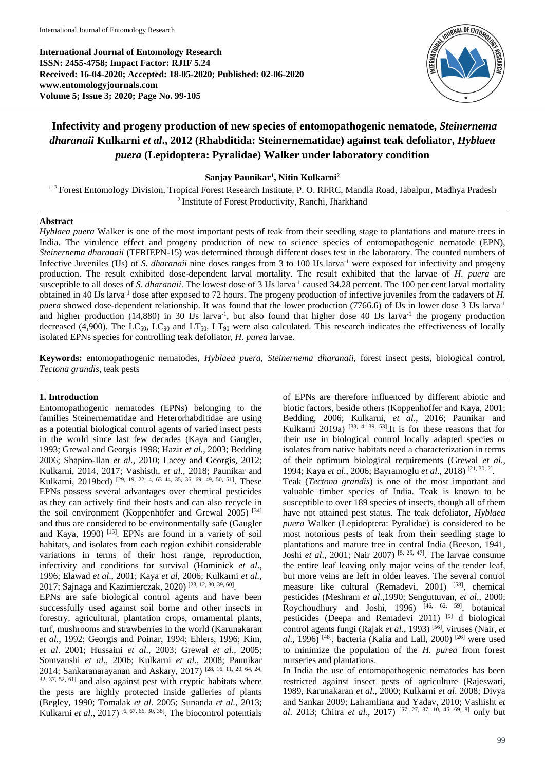# Infectivity and progeny production of new species of entomopathogenic nematode, *Steinernema dharanaii* Kulkarni *et al*., 2012 (Rhabditida: Steinernematidae) against teak defoliator, *Hyblaea puera* (Lepidoptera: Pyralidae) Walker under laboratory condition

**Sanjay Paunikar[1], Nitin Kulkarni[2]**

[1, 2] Forest Entomology Division, Tropical Forest Research Institute, P. O. RFRC, Mandla Road, Jabalpur, Madhya Pradesh
[2] Institute of Forest Productivity, Ranchi, Jharkhand

## Abstract

*Hyblaea puera* Walker is one of the most important pests of teak from their seedling stage to plantations and mature trees in India. The virulence effect and progeny production of new to science species of entomopathogenic nematode (EPN), *Steinernema dharanaii* (TFRIEPN-15) was determined through different doses test in the laboratory. The counted numbers of Infective Juveniles (IJs) of *S. dharanaii* nine doses ranges from 3 to 100 IJs larva$^{-1}$ were exposed for infectivity and progeny production. The result exhibited dose-dependent larval mortality. The result exhibited that the larvae of *H. puera* are susceptible to all doses of *S. dharanaii.* The lowest dose of 3 IJs larva$^{-1}$ caused 34.28 percent. The 100 per cent larval mortality obtained in 40 IJs larva$^{-1}$ dose after exposed to 72 hours. The progeny production of infective juveniles from the cadavers of *H. puera* showed dose-dependent relationship. It was found that the lower production (7766.6) of IJs in lower dose 3 IJs larva$^{-1}$ and higher production (14,880) in 30 IJs larva$^{-1}$, but also found that higher dose 40 IJs larva$^{-1}$ the progeny production decreased (4,900). The $LC_{50}$, $LC_{90}$ and $LT_{50}$, $LT_{90}$ were also calculated. This research indicates the effectiveness of locally isolated EPNs species for controlling teak defoliator, *H. purea* larvae.

**Keywords:** entomopathogenic nematodes, *Hyblaea puera*, *Steinernema dharanaii*, forest insect pests, biological control, *Tectona grandis*, teak pests

## 1. Introduction

Entomopathogenic nematodes (EPNs) belonging to the families Steinernematidae and Heterorhabditidae are using as a potential biological control agents of varied insect pests in the world since last few decades (Kaya and Gaugler, 1993; Grewal and Georgis 1998; Hazir *et al.,* 2003; Bedding 2006; Shapiro-Ilan *et al*., 2010; Lacey and Georgis, 2012; Kulkarni, 2014, 2017; Vashisth, *et al.,* 2018; Paunikar and Kulkarni, 2019bcd) [29, 19, 22, 4, 63 44, 35, 36, 69, 49, 50, 51]. These EPNs possess several advantages over chemical pesticides as they can actively find their hosts and can also recycle in the soil environment (Koppenhöfer and Grewal 2005) [34] and thus are considered to be environmentally safe (Gaugler and Kaya, 1990) [15]. EPNs are found in a variety of soil habitats, and isolates from each region exhibit considerable variations in terms of their host range, reproduction, infectivity and conditions for survival (Hominick *et al*., 1996; Elawad *et al*., 2001; Kaya *et al*, 2006; Kulkarni *et al.*, 2017; Sajnaga and Kazimierczak, 2020) [23, 12, 30, 39, 60].

EPNs are safe biological control agents and have been successfully used against soil borne and other insects in forestry, agricultural, plantation crops, ornamental plants, turf, mushrooms and strawberries in the world (Karunakaran *et al*., 1992; Georgis and Poinar, 1994; Ehlers, 1996; Kim, *et al*. 2001; Hussaini *et al*., 2003; Grewal *et al*., 2005; Somvanshi *et al*., 2006; Kulkarni *et al*., 2008; Paunikar 2014; Sankaranarayanan and Askary, 2017) [28, 16, 11, 20, 64, 24, 32, 37, 52, 61] and also against pest with cryptic habitats where the pests are highly protected inside galleries of plants (Begley, 1990; Tomalak *et al*. 2005; Sunanda *et al.*, 2013; Kulkarni *et al*., 2017) [6, 67, 66, 30, 38]. The biocontrol potentials of EPNs are therefore influenced by different abiotic and biotic factors, beside others (Koppenhofer and Kaya, 2001; Bedding, 2006; Kulkarni, *et al*., 2016; Paunikar and Kulkarni 2019a) [33, 4, 39, 53]. It is for these reasons that for their use in biological control locally adapted species or isolates from native habitats need a characterization in terms of their optimum biological requirements (Grewal *et al.*, 1994; Kaya *et al*., 2006; Bayramoglu *et al*., 2018) [21, 30, 2].

Teak (*Tectona grandis*) is one of the most important and valuable timber species of India. Teak is known to be susceptible to over 189 species of insects, though all of them have not attained pest status. The teak defoliator, *Hyblaea puera* Walker (Lepidoptera: Pyralidae) is considered to be most notorious pests of teak from their seedling stage to plantations and mature tree in central India (Beeson, 1941, Joshi *et al*., 2001; Nair 2007) [5, 25, 47]. The larvae consume the entire leaf leaving only major veins of the tender leaf, but more veins are left in older leaves. The several control measure like cultural (Remadevi, 2001) [58], chemical pesticides (Meshram *et al*.,1990; Senguttuvan, *et al*., 2000; Roychoudhury and Joshi, 1996) [46, 62, 59], botanical pesticides (Deepa and Remadevi 2011) [9] d biological control agents fungi (Rajak *et al*., 1993) [56], viruses (Nair, *et al*., 1996) [48], bacteria (Kalia and Lall, 2000) [26] were used to minimize the population of the *H. purea* from forest nurseries and plantations.

In India the use of entomopathogenic nematodes has been restricted against insect pests of agriculture (Rajeswari, 1989, Karunakaran *et al*., 2000; Kulkarni *et al*. 2008; Divya and Sankar 2009; Lalramliana and Yadav, 2010; Vashisht *et al.* 2013; Chitra *et al*., 2017) [57, 27, 37, 10, 45, 69, 8] only but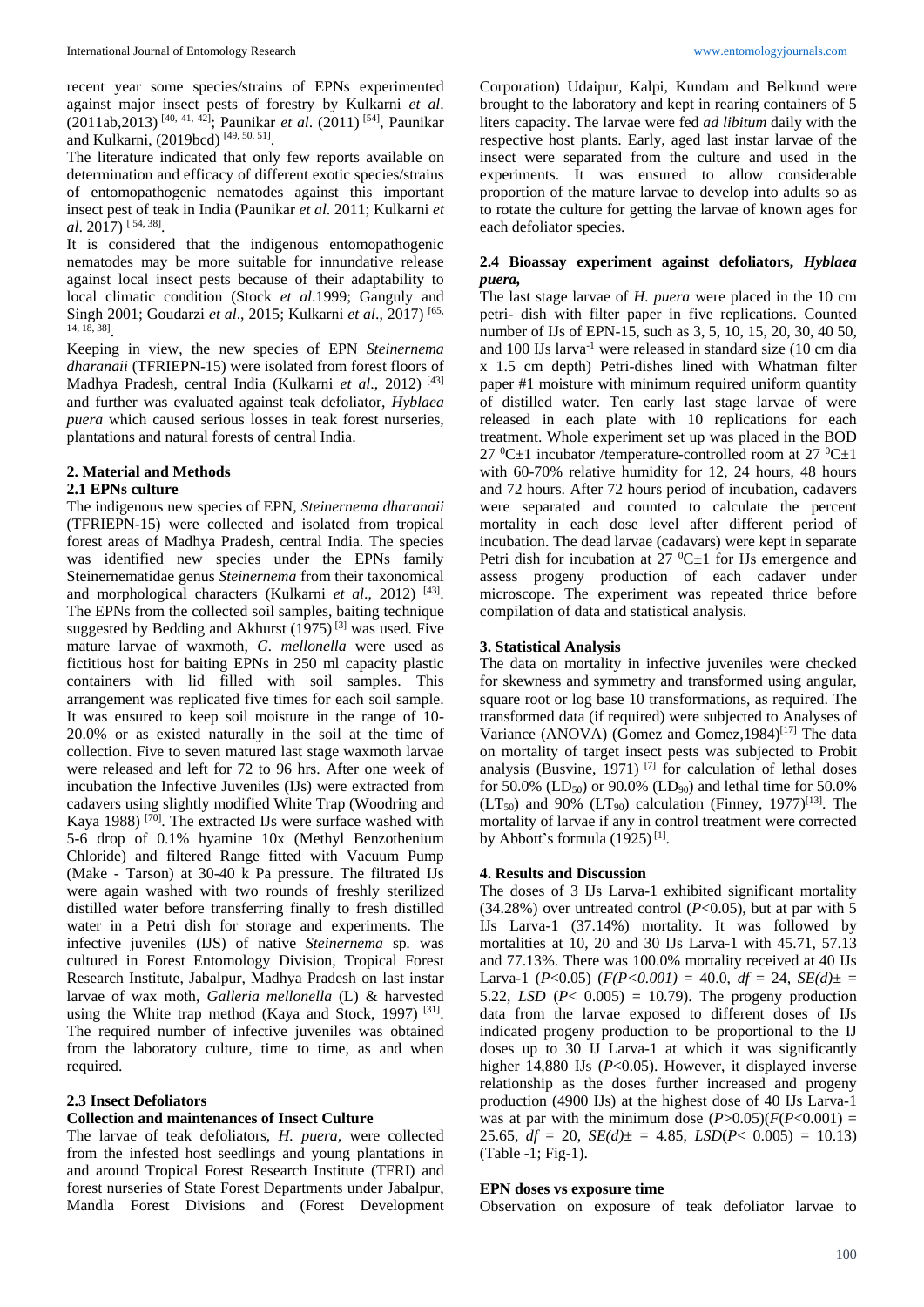recent year some species/strains of EPNs experimented against major insect pests of forestry by Kulkarni *et al*. (2011ab,2013) [40, 41, 42]; Paunikar *et al*. (2011) [54], Paunikar and Kulkarni, (2019bcd) [49, 50, 51].

The literature indicated that only few reports available on determination and efficacy of different exotic species/strains of entomopathogenic nematodes against this important insect pest of teak in India (Paunikar *et al*. 2011; Kulkarni *et al*. 2017) [54, 38].

It is considered that the indigenous entomopathogenic nematodes may be more suitable for innundative release against local insect pests because of their adaptability to local climatic condition (Stock *et al*.1999; Ganguly and Singh 2001; Goudarzi *et al*., 2015; Kulkarni *et al*., 2017) [65, 14, 18, 38].

Keeping in view, the new species of EPN *Steinernema dharanaii* (TFRIEPN-15) were isolated from forest floors of Madhya Pradesh, central India (Kulkarni *et al*., 2012) [43] and further was evaluated against teak defoliator, *Hyblaea puera* which caused serious losses in teak forest nurseries, plantations and natural forests of central India.

## 2. Material and Methods

### 2.1 EPNs culture

The indigenous new species of EPN, *Steinernema dharanaii* (TFRIEPN-15) were collected and isolated from tropical forest areas of Madhya Pradesh, central India. The species was identified new species under the EPNs family Steinernematidae genus *Steinernema* from their taxonomical and morphological characters (Kulkarni *et al*., 2012) [43]. The EPNs from the collected soil samples, baiting technique suggested by Bedding and Akhurst (1975) [3] was used. Five mature larvae of waxmoth, *G. mellonella* were used as fictitious host for baiting EPNs in 250 ml capacity plastic containers with lid filled with soil samples. This arrangement was replicated five times for each soil sample. It was ensured to keep soil moisture in the range of 10-20.0% or as existed naturally in the soil at the time of collection. Five to seven matured last stage waxmoth larvae were released and left for 72 to 96 hrs. After one week of incubation the Infective Juveniles (IJs) were extracted from cadavers using slightly modified White Trap (Woodring and Kaya 1988) [70]. The extracted IJs were surface washed with 5-6 drop of 0.1% hyamine 10x (Methyl Benzothenium Chloride) and filtered Range fitted with Vacuum Pump (Make - Tarson) at 30-40 k Pa pressure. The filtrated IJs were again washed with two rounds of freshly sterilized distilled water before transferring finally to fresh distilled water in a Petri dish for storage and experiments. The infective juveniles (IJS) of native *Steinernema* sp. was cultured in Forest Entomology Division, Tropical Forest Research Institute, Jabalpur, Madhya Pradesh on last instar larvae of wax moth, *Galleria mellonella* (L) & harvested using the White trap method (Kaya and Stock, 1997) [31]. The required number of infective juveniles was obtained from the laboratory culture, time to time, as and when required.

### 2.3 Insect Defoliators

#### Collection and maintenances of Insect Culture

The larvae of teak defoliators, *H. puera*, were collected from the infested host seedlings and young plantations in and around Tropical Forest Research Institute (TFRI) and forest nurseries of State Forest Departments under Jabalpur, Mandla Forest Divisions and (Forest Development Corporation) Udaipur, Kalpi, Kundam and Belkund were brought to the laboratory and kept in rearing containers of 5 liters capacity. The larvae were fed *ad libitum* daily with the respective host plants. Early, aged last instar larvae of the insect were separated from the culture and used in the experiments. It was ensured to allow considerable proportion of the mature larvae to develop into adults so as to rotate the culture for getting the larvae of known ages for each defoliator species.

### 2.4 Bioassay experiment against defoliators, *Hyblaea puera*,

The last stage larvae of *H. puera* were placed in the 10 cm petri- dish with filter paper in five replications. Counted number of IJs of EPN-15, such as 3, 5, 10, 15, 20, 30, 40 50, and 100 IJs larva$^{-1}$ were released in standard size (10 cm dia x 1.5 cm depth) Petri-dishes lined with Whatman filter paper #1 moisture with minimum required uniform quantity of distilled water. Ten early last stage larvae of were released in each plate with 10 replications for each treatment. Whole experiment set up was placed in the BOD 27 $^{0}$C±1 incubator /temperature-controlled room at 27 $^{0}$C±1 with 60-70% relative humidity for 12, 24 hours, 48 hours and 72 hours. After 72 hours period of incubation, cadavers were separated and counted to calculate the percent mortality in each dose level after different period of incubation. The dead larvae (cadavars) were kept in separate Petri dish for incubation at 27 $^{0}$C±1 for IJs emergence and assess progeny production of each cadaver under microscope. The experiment was repeated thrice before compilation of data and statistical analysis.

## 3. Statistical Analysis

The data on mortality in infective juveniles were checked for skewness and symmetry and transformed using angular, square root or log base 10 transformations, as required. The transformed data (if required) were subjected to Analyses of Variance (ANOVA) (Gomez and Gomez,1984)[17] The data on mortality of target insect pests was subjected to Probit analysis (Busvine, 1971) [7] for calculation of lethal doses for 50.0% ($LD_{50}$) or 90.0% ($LD_{90}$) and lethal time for 50.0% ($LT_{50}$) and 90% ($LT_{90}$) calculation (Finney, 1977)[13]. The mortality of larvae if any in control treatment were corrected by Abbott's formula (1925)[1].

## 4. Results and Discussion

The doses of 3 IJs Larva-1 exhibited significant mortality (34.28%) over untreated control ($P$<0.05), but at par with 5 IJs Larva-1 (37.14%) mortality. It was followed by mortalities at 10, 20 and 30 IJs Larva-1 with 45.71, 57.13 and 77.13%. There was 100.0% mortality received at 40 IJs Larva-1 ($P$<0.05) ($F(P<0.001)$ = 40.0, $df$ = 24, $SE(d)$± = 5.22, $LSD$ ($P$< 0.005) = 10.79). The progeny production data from the larvae exposed to different doses of IJs indicated progeny production to be proportional to the IJ doses up to 30 IJ Larva-1 at which it was significantly higher 14,880 IJs ($P$<0.05). However, it displayed inverse relationship as the doses further increased and progeny production (4900 IJs) at the highest dose of 40 IJs Larva-1 was at par with the minimum dose ($P$>0.05)($F$($P$<0.001) = 25.65, $df$ = 20, $SE(d)$± = 4.85, $LSD$($P$< 0.005) = 10.13) (Table -1; Fig-1).

#### EPN doses vs exposure time

Observation on exposure of teak defoliator larvae to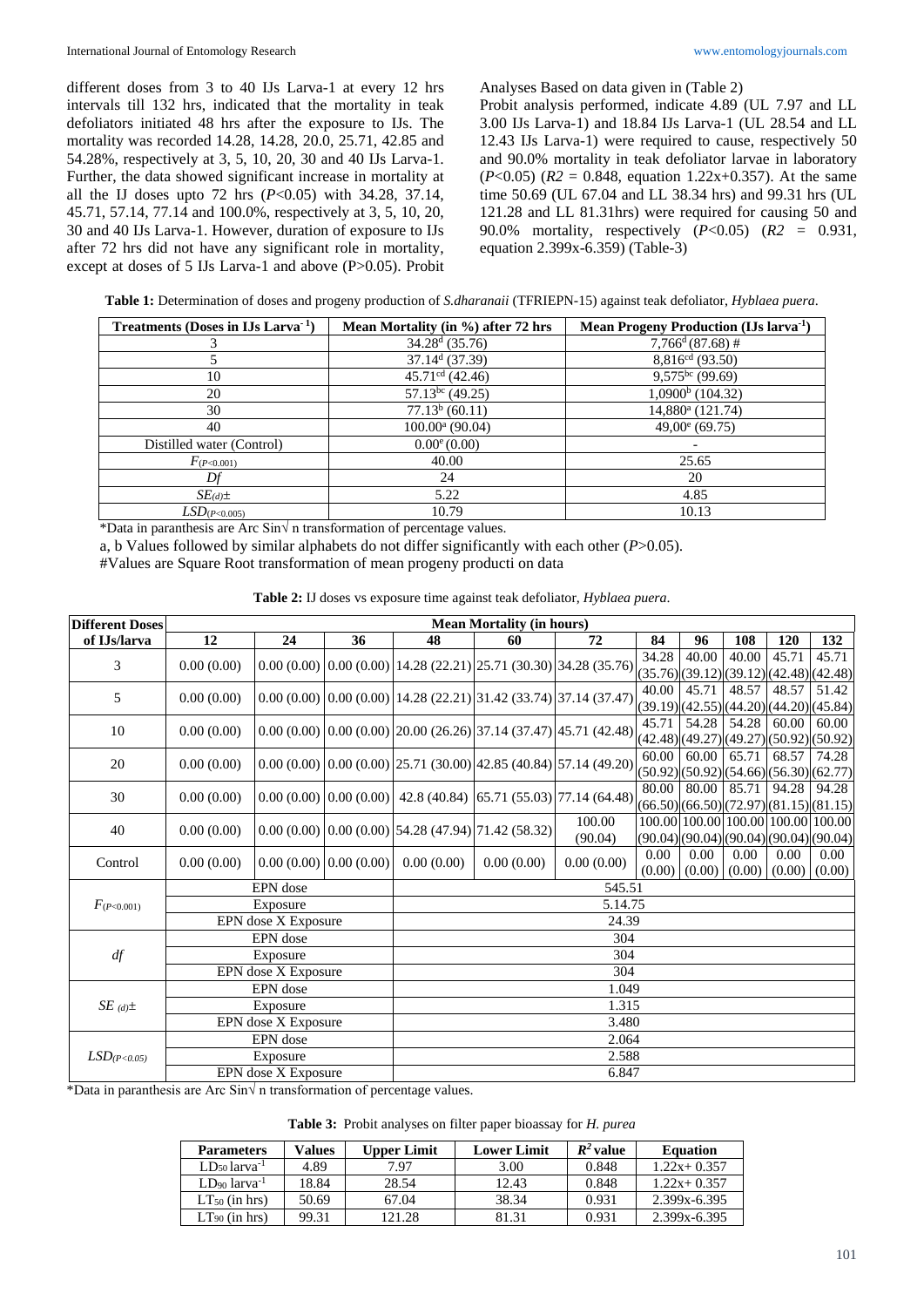different doses from 3 to 40 IJs Larva-1 at every 12 hrs intervals till 132 hrs, indicated that the mortality in teak defoliators initiated 48 hrs after the exposure to IJs. The mortality was recorded 14.28, 14.28, 20.0, 25.71, 42.85 and 54.28%, respectively at 3, 5, 10, 20, 30 and 40 IJs Larva-1. Further, the data showed significant increase in mortality at all the IJ doses upto 72 hrs ($P<0.05$) with 34.28, 37.14, 45.71, 57.14, 77.14 and 100.0%, respectively at 3, 5, 10, 20, 30 and 40 IJs Larva-1. However, duration of exposure to IJs after 72 hrs did not have any significant role in mortality, except at doses of 5 IJs Larva-1 and above ($P>0.05$). Probit Analyses Based on data given in (Table 2)

Probit analysis performed, indicate 4.89 (UL 7.97 and LL 3.00 IJs Larva-1) and 18.84 IJs Larva-1 (UL 28.54 and LL 12.43 IJs Larva-1) were required to cause, respectively 50 and 90.0% mortality in teak defoliator larvae in laboratory ($P<0.05$) ($R2$ = 0.848, equation 1.22x+0.357). At the same time 50.69 (UL 67.04 and LL 38.34 hrs) and 99.31 hrs (UL 121.28 and LL 81.31hrs) were required for causing 50 and 90.0% mortality, respectively ($P<0.05$) ($R2$ = 0.931, equation 2.399x-6.359) (Table-3)

**Table 1:** Determination of doses and progeny production of *S.dharanaii* (TFRIEPN-15) against teak defoliator, *Hyblaea puera*.

| Treatments (Doses in IJs Larva$^{-1}$) | Mean Mortality (in %) after 72 hrs | Mean Progeny Production (IJs larva$^{-1}$) |
|---|---|---|
| 3 | 34.28$^{d}$ (35.76) | 7,766$^{d}$ (87.68) # |
| 5 | 37.14$^{d}$ (37.39) | 8,816$^{cd}$ (93.50) |
| 10 | 45.71$^{cd}$ (42.46) | 9,575$^{bc}$ (99.69) |
| 20 | 57.13$^{bc}$ (49.25) | 1,0900$^{b}$ (104.32) |
| 30 | 77.13$^{b}$ (60.11) | 14,880$^{a}$ (121.74) |
| 40 | 100.00$^{a}$ (90.04) | 49,00$^{e}$ (69.75) |
| Distilled water (Control) | 0.00$^{e}$ (0.00) | - |
| $F_{(P<0.001)}$ | 40.00 | 25.65 |
| *Df* | 24 | 20 |
| $SE_{(d)}\pm$ | 5.22 | 4.85 |
| $LSD_{(P<0.005)}$ | 10.79 | 10.13 |

*Data in paranthesis are Arc Sin√ n transformation of percentage values.

a, b Values followed by similar alphabets do not differ significantly with each other ($P>0.05$).

#Values are Square Root transformation of mean progeny producti on data

**Table 2:** IJ doses vs exposure time against teak defoliator, *Hyblaea puera*.

| Different Doses of IJs/larva | Mean Mortality (in hours) | | | | | | | | | | |
|---|---|---|---|---|---|---|---|---|---|---|---|
| | 12 | 24 | 36 | 48 | 60 | 72 | 84 | 96 | 108 | 120 | 132 |
| 3 | 0.00 (0.00) | 0.00 (0.00) | 0.00 (0.00) | 14.28 (22.21) | 25.71 (30.30) | 34.28 (35.76) | 34.28 (35.76) | 40.00 (39.12) | 40.00 (39.12) | 45.71 (42.48) | 45.71 (42.48) |
| 5 | 0.00 (0.00) | 0.00 (0.00) | 0.00 (0.00) | 14.28 (22.21) | 31.42 (33.74) | 37.14 (37.47) | 40.00 (39.19) | 45.71 (42.55) | 48.57 (44.20) | 48.57 (44.20) | 51.42 (45.84) |
| 10 | 0.00 (0.00) | 0.00 (0.00) | 0.00 (0.00) | 20.00 (26.26) | 37.14 (37.47) | 45.71 (42.48) | 45.71 (42.48) | 54.28 (49.27) | 54.28 (49.27) | 60.00 (50.92) | 60.00 (50.92) |
| 20 | 0.00 (0.00) | 0.00 (0.00) | 0.00 (0.00) | 25.71 (30.00) | 42.85 (40.84) | 57.14 (49.20) | 60.00 (50.92) | 60.00 (50.92) | 65.71 (54.66) | 68.57 (56.30) | 74.28 (62.77) |
| 30 | 0.00 (0.00) | 0.00 (0.00) | 0.00 (0.00) | 42.8 (40.84) | 65.71 (55.03) | 77.14 (64.48) | 80.00 (66.50) | 80.00 (66.50) | 85.71 (72.97) | 94.28 (81.15) | 94.28 (81.15) |
| 40 | 0.00 (0.00) | 0.00 (0.00) | 0.00 (0.00) | 54.28 (47.94) | 71.42 (58.32) | 100.00 (90.04) | 100.00 (90.04) | 100.00 (90.04) | 100.00 (90.04) | 100.00 (90.04) | 100.00 (90.04) |
| Control | 0.00 (0.00) | 0.00 (0.00) | 0.00 (0.00) | 0.00 (0.00) | 0.00 (0.00) | 0.00 (0.00) | 0.00 (0.00) | 0.00 (0.00) | 0.00 (0.00) | 0.00 (0.00) | 0.00 (0.00) |
| $F_{(P<0.001)}$ | EPN dose | | | 545.51 | | | | | | | |
| | Exposure | | | 5.14.75 | | | | | | | |
| | EPN dose X Exposure | | | 24.39 | | | | | | | |
| *df* | EPN dose | | | 304 | | | | | | | |
| | Exposure | | | 304 | | | | | | | |
| | EPN dose X Exposure | | | 304 | | | | | | | |
| $SE_{(d)}\pm$ | EPN dose | | | 1.049 | | | | | | | |
| | Exposure | | | 1.315 | | | | | | | |
| | EPN dose X Exposure | | | 3.480 | | | | | | | |
| $LSD_{(P<0.05)}$ | EPN dose | | | 2.064 | | | | | | | |
| | Exposure | | | 2.588 | | | | | | | |
| | EPN dose X Exposure | | | 6.847 | | | | | | | |

*Data in paranthesis are Arc Sin√ n transformation of percentage values.

**Table 3:** Probit analyses on filter paper bioassay for *H. purea*

| Parameters | Values | Upper Limit | Lower Limit | $R^2$ value | Equation |
|---|---|---|---|---|---|
| $LD_{50}$ larva$^{-1}$ | 4.89 | 7.97 | 3.00 | 0.848 | 1.22x+ 0.357 |
| $LD_{90}$ larva$^{-1}$ | 18.84 | 28.54 | 12.43 | 0.848 | 1.22x+ 0.357 |
| $LT_{50}$ (in hrs) | 50.69 | 67.04 | 38.34 | 0.931 | 2.399x-6.395 |
| $LT_{90}$ (in hrs) | 99.31 | 121.28 | 81.31 | 0.931 | 2.399x-6.395 |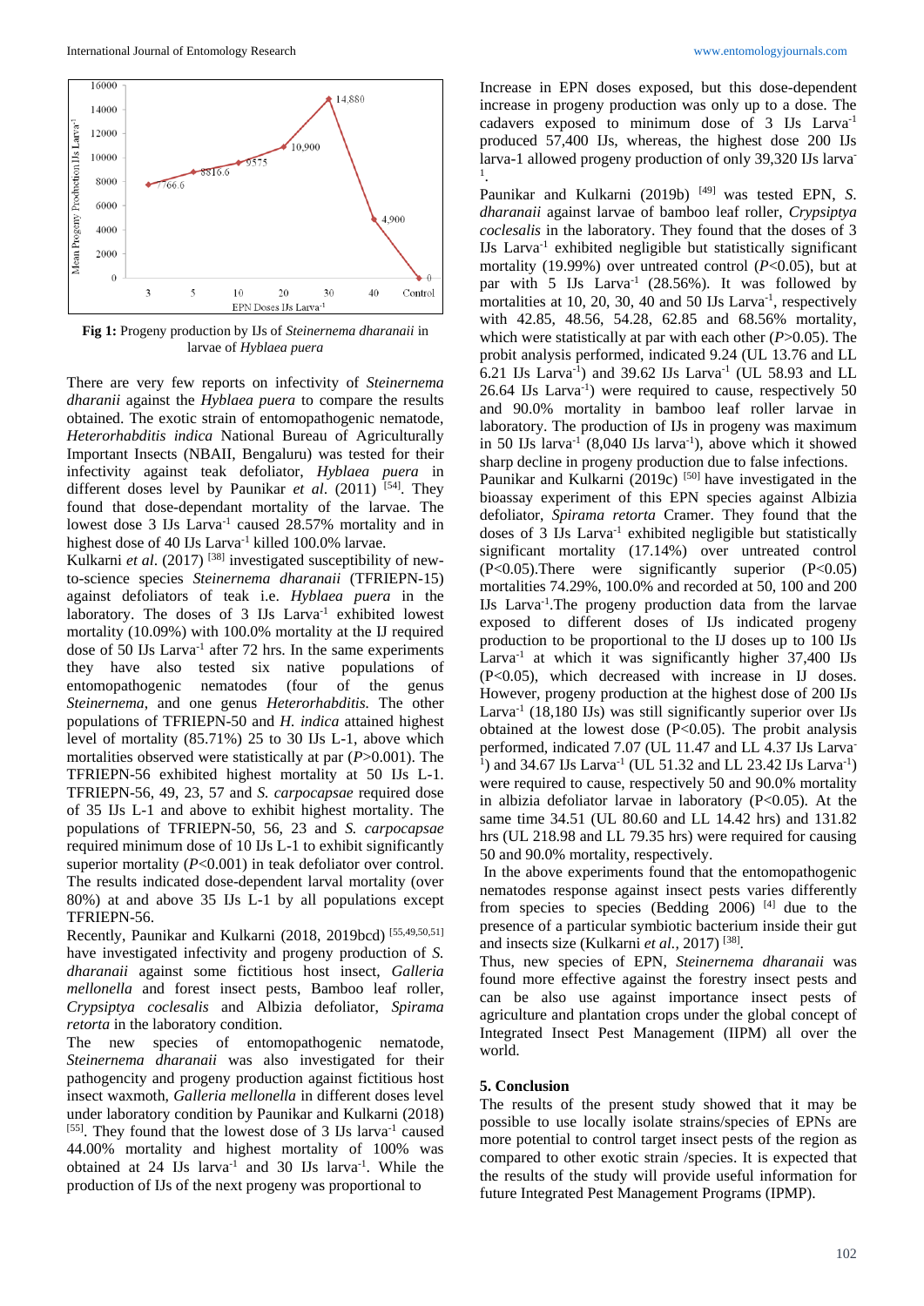**Fig 1:** Progeny production by IJs of *Steinernema dharanaii* in larvae of *Hyblaea puera*

There are very few reports on infectivity of *Steinernema dharanii* against the *Hyblaea puera* to compare the results obtained. The exotic strain of entomopathogenic nematode, *Heterorhabditis indica* National Bureau of Agriculturally Important Insects (NBAII, Bengaluru) was tested for their infectivity against teak defoliator, *Hyblaea puera* in different doses level by Paunikar *et al*. (2011) [54]. They found that dose-dependant mortality of the larvae. The lowest dose 3 IJs Larva$^{-1}$ caused 28.57% mortality and in highest dose of 40 IJs Larva$^{-1}$ killed 100.0% larva.

Kulkarni *et al*. (2017) [38] investigated susceptibility of new-to-science species *Steinernema dharanaii* (TFRIEPN-15) against defoliators of teak i.e. *Hyblaea puera* in the laboratory. The doses of 3 IJs Larva$^{-1}$ exhibited lowest mortality (10.09%) with 100.0% mortality at the IJ required dose of 50 IJs Larva$^{-1}$ after 72 hrs. In the same experiments they have also tested six native populations of entomopathogenic nematodes (four of the genus *Steinernema*, and one genus *Heterorhabditis.* The other populations of TFRIEPN-50 and *H. indica* attained highest level of mortality (85.71%) 25 to 30 IJs L-1, above which mortalities observed were statistically at par ($P$>0.001). The TFRIEPN-56 exhibited highest mortality at 50 IJs L-1. TFRIEPN-56, 49, 23, 57 and *S. carpocapsae* required dose of 35 IJs L-1 and above to exhibit highest mortality. The populations of TFRIEPN-50, 56, 23 and *S. carpocapsae* required minimum dose of 10 IJs L-1 to exhibit significantly superior mortality ($P$<0.001) in teak defoliator over control. The results indicated dose-dependent larval mortality (over 80%) at and above 35 IJs L-1 by all populations except TFRIEPN-56.

Recently, Paunikar and Kulkarni (2018, 2019bcd) [55,49,50,51] have investigated infectivity and progeny production of *S. dharanaii* against some fictitious host insect, *Galleria mellonella* and forest insect pests, Bamboo leaf roller, *Crypsiptya coclesalis* and Albizia defoliator, *Spirama retorta* in the laboratory condition.

The new species of entomopathogenic nematode, *Steinernema dharanaii* was also investigated for their pathogenicity and progeny production against fictitious host insect waxmoth, *Galleria mellonella* in different doses level under laboratory condition by Paunikar and Kulkarni (2018) [55]. They found that the lowest dose of 3 IJs larva$^{-1}$ caused 44.00% mortality and highest mortality of 100% was obtained at 24 IJs larva$^{-1}$ and 30 IJs larva$^{-1}$. While the production of IJs of the next progeny was proportional to Increase in EPN doses exposed, but this dose-dependent increase in progeny production was only up to a dose. The cadavers exposed to minimum dose of 3 IJs Larva$^{-1}$ produced 57,400 IJs, whereas, the highest dose 200 IJs larva-1 allowed progeny production of only 39,320 IJs larva$^{-1}$.

Paunikar and Kulkarni (2019b) [49] was tested EPN, *S. dharanaii* against larvae of bamboo leaf roller, *Crypsiptya coclesalis* in the laboratory. They found that the doses of 3 IJs Larva$^{-1}$ exhibited negligible but statistically significant mortality (19.99%) over untreated control ($P$<0.05), but at par with 5 IJs Larva$^{-1}$ (28.56%). It was followed by mortalities at 10, 20, 30, 40 and 50 IJs Larva$^{-1}$, respectively with 42.85, 48.56, 54.28, 62.85 and 68.56% mortality, which were statistically at par with each other ($P$>0.05). The probit analysis performed, indicated 9.24 (UL 13.76 and LL 6.21 IJs Larva$^{-1}$) and 39.62 IJs Larva$^{-1}$ (UL 58.93 and LL 26.64 IJs Larva$^{-1}$) were required to cause, respectively 50 and 90.0% mortality in bamboo leaf roller larvae in laboratory. The production of IJs in progeny was maximum in 50 IJs larva$^{-1}$ (8,040 IJs larva$^{-1}$), above which it showed sharp decline in progeny production due to false infections.

Paunikar and Kulkarni (2019c) [50] have investigated in the bioassay experiment of this EPN species against Albizia defoliator, *Spirama retorta* Cramer. They found that the doses of 3 IJs Larva$^{-1}$ exhibited negligible but statistically significant mortality (17.14%) over untreated control (P<0.05).There were significantly superior (P<0.05) mortalities 74.29%, 100.0% and recorded at 50, 100 and 200 IJs Larva$^{-1}$.The progeny production data from the larvae exposed to different doses of IJs indicated progeny production to be proportional to the IJ doses up to 100 IJs Larva$^{-1}$ at which it was significantly higher 37,400 IJs (P<0.05), which decreased with increase in IJ doses. However, progeny production at the highest dose of 200 IJs Larva$^{-1}$ (18,180 IJs) was still significantly superior over IJs obtained at the lowest dose (P<0.05). The probit analysis performed, indicated 7.07 (UL 11.47 and LL 4.37 IJs Larva$^{-1}$) and 34.67 IJs Larva$^{-1}$ (UL 51.32 and LL 23.42 IJs Larva$^{-1}$) were required to cause, respectively 50 and 90.0% mortality in albizia defoliator larvae in laboratory (P<0.05). At the same time 34.51 (UL 80.60 and LL 14.42 hrs) and 131.82 hrs (UL 218.98 and LL 79.35 hrs) were required for causing 50 and 90.0% mortality, respectively.

In the above experiments found that the entomopathogenic nematodes response against insect pests varies differently from species to species (Bedding 2006) [4] due to the presence of a particular symbiotic bacterium inside their gut and insects size (Kulkarni *et al.,* 2017) [38].

Thus, new species of EPN, *Steinernema dharanaii* was found more effective against the forestry insect pests and can be also use against importance insect pests of agriculture and plantation crops under the global concept of Integrated Insect Pest Management (IIPM) all over the world.

## 5. Conclusion

The results of the present study showed that it may be possible to use locally isolate strains/species of EPNs are more potential to control target insect pests of the region as compared to other exotic strain /species. It is expected that the results of the study will provide useful information for future Integrated Pest Management Programs (IPMP).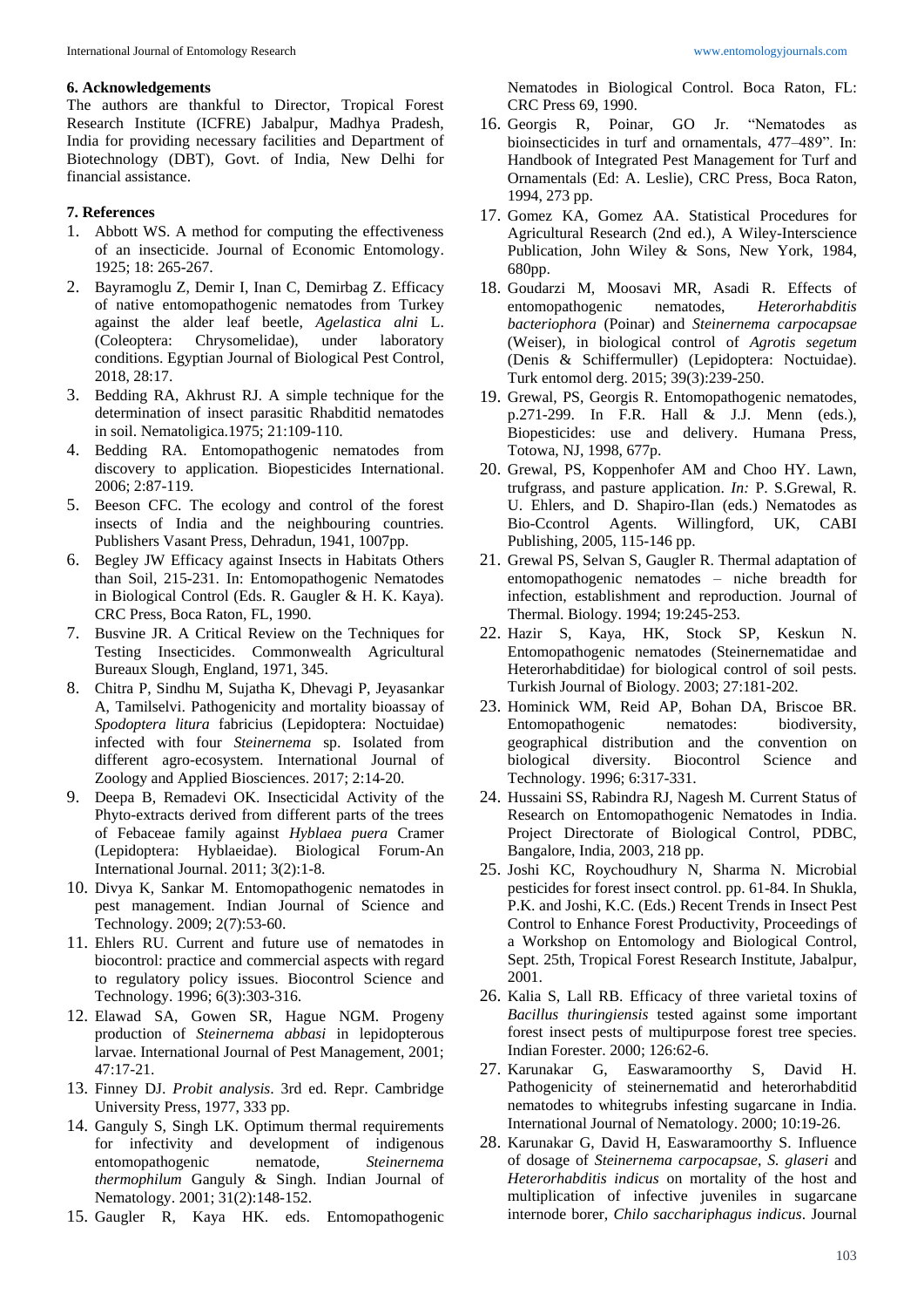### 6. Acknowledgements

The authors are thankful to Director, Tropical Forest Research Institute (ICFRE) Jabalpur, Madhya Pradesh, India for providing necessary facilities and Department of Biotechnology (DBT), Govt. of India, New Delhi for financial assistance.

### 7. References

1. Abbott WS. A method for computing the effectiveness of an insecticide. Journal of Economic Entomology. 1925; 18: 265-267.
2. Bayramoglu Z, Demir I, Inan C, Demirbag Z. Efficacy of native entomopathogenic nematodes from Turkey against the alder leaf beetle, *Agelastica alni* L. (Coleoptera: Chrysomelidae), under laboratory conditions. Egyptian Journal of Biological Pest Control, 2018, 28:17.
3. Bedding RA, Akhrust RJ. A simple technique for the determination of insect parasitic Rhabditid nematodes in soil. Nematoligica.1975; 21:109-110.
4. Bedding RA. Entomopathogenic nematodes from discovery to application. Biopesticides International. 2006; 2:87-119.
5. Beeson CFC. The ecology and control of the forest insects of India and the neighbouring countries. Publishers Vasant Press, Dehradun, 1941, 1007pp.
6. Begley JW Efficacy against Insects in Habitats Others than Soil, 215-231. In: Entomopathogenic Nematodes in Biological Control (Eds. R. Gaugler & H. K. Kaya). CRC Press, Boca Raton, FL, 1990.
7. Busvine JR. A Critical Review on the Techniques for Testing Insecticides. Commonwealth Agricultural Bureaux Slough, England, 1971, 345.
8. Chitra P, Sindhu M, Sujatha K, Dhevagi P, Jeyasankar A, Tamilselvi. Pathogenicity and mortality bioassay of *Spodoptera litura* fabricius (Lepidoptera: Noctuidae) infected with four *Steinernema* sp. Isolated from different agro-ecosystem. International Journal of Zoology and Applied Biosciences. 2017; 2:14-20.
9. Deepa B, Remadevi OK. Insecticidal Activity of the Phyto-extracts derived from different parts of the trees of Febaceae family against *Hyblaea puera* Cramer (Lepidoptera: Hyblaeidae). Biological Forum-An International Journal. 2011; 3(2):1-8.
10. Divya K, Sankar M. Entomopathogenic nematodes in pest management. Indian Journal of Science and Technology. 2009; 2(7):53-60.
11. Ehlers RU. Current and future use of nematodes in biocontrol: practice and commercial aspects with regard to regulatory policy issues. Biocontrol Science and Technology. 1996; 6(3):303-316.
12. Elawad SA, Gowen SR, Hague NGM. Progeny production of *Steinernema abbasi* in lepidopterous larvae. International Journal of Pest Management, 2001; 47:17-21.
13. Finney DJ. *Probit analysis*. 3rd ed. Repr. Cambridge University Press, 1977, 333 pp.
14. Ganguly S, Singh LK. Optimum thermal requirements for infectivity and development of indigenous entomopathogenic nematode, *Steinernema thermophilum* Ganguly & Singh. Indian Journal of Nematology. 2001; 31(2):148-152.
15. Gaugler R, Kaya HK. eds. Entomopathogenic Nematodes in Biological Control. Boca Raton, FL: CRC Press 69, 1990.
16. Georgis R, Poinar, GO Jr. "Nematodes as bioinsecticides in turf and ornamentals, 477–489". In: Handbook of Integrated Pest Management for Turf and Ornamentals (Ed: A. Leslie), CRC Press, Boca Raton, 1994, 273 pp.
17. Gomez KA, Gomez AA. Statistical Procedures for Agricultural Research (2nd ed.), A Wiley-Interscience Publication, John Wiley & Sons, New York, 1984, 680pp.
18. Goudarzi M, Moosavi MR, Asadi R. Effects of entomopathogenic nematodes, *Heterorhabditis bacteriophora* (Poinar) and *Steinernema carpocapsae* (Weiser), in biological control of *Agrotis segetum* (Denis & Schiffermuller) (Lepidoptera: Noctuidae). Turk entomol derg. 2015; 39(3):239-250.
19. Grewal, PS, Georgis R. Entomopathogenic nematodes, p.271-299. In F.R. Hall & J.J. Menn (eds.), Biopesticides: use and delivery. Humana Press, Totowa, NJ, 1998, 677p.
20. Grewal, PS, Koppenhofer AM and Choo HY. Lawn, trufgrass, and pasture application. *In:* P. S.Grewal, R. U. Ehlers, and D. Shapiro-Ilan (eds.) Nematodes as Bio-Ccontrol Agents. Willingford, UK, CABI Publishing, 2005, 115-146 pp.
21. Grewal PS, Selvan S, Gaugler R. Thermal adaptation of entomopathogenic nematodes – niche breadth for infection, establishment and reproduction. Journal of Thermal. Biology. 1994; 19:245-253.
22. Hazir S, Kaya, HK, Stock SP, Keskun N. Entomopathogenic nematodes (Steinernematidae and Heterorhabditidae) for biological control of soil pests. Turkish Journal of Biology. 2003; 27:181-202.
23. Hominick WM, Reid AP, Bohan DA, Briscoe BR. Entomopathogenic nematodes: biodiversity, geographical distribution and the convention on biological diversity. Biocontrol Science and Technology. 1996; 6:317-331.
24. Hussaini SS, Rabindra RJ, Nagesh M. Current Status of Research on Entomopathogenic Nematodes in India. Project Directorate of Biological Control, PDBC, Bangalore, India, 2003, 218 pp.
25. Joshi KC, Roychoudhury N, Sharma N. Microbial pesticides for forest insect control. pp. 61-84. In Shukla, P.K. and Joshi, K.C. (Eds.) Recent Trends in Insect Pest Control to Enhance Forest Productivity, Proceedings of a Workshop on Entomology and Biological Control, Sept. 25th, Tropical Forest Research Institute, Jabalpur, 2001.
26. Kalia S, Lall RB. Efficacy of three varietal toxins of *Bacillus thuringiensis* tested against some important forest insect pests of multipurpose forest tree species. Indian Forester. 2000; 126:62-6.
27. Karunakar G, Easwaramoorthy S, David H. Pathogenicity of steinernematid and heterorhabditid nematodes to whitegrubs infesting sugarcane in India. International Journal of Nematology. 2000; 10:19-26.
28. Karunakar G, David H, Easwaramoorthy S. Influence of dosage of *Steinernema carpocapsae*, *S. glaseri* and *Heterorhabditis indicus* on mortality of the host and multiplication of infective juveniles in sugarcane internode borer, *Chilo sacchariphagus indicus*. Journal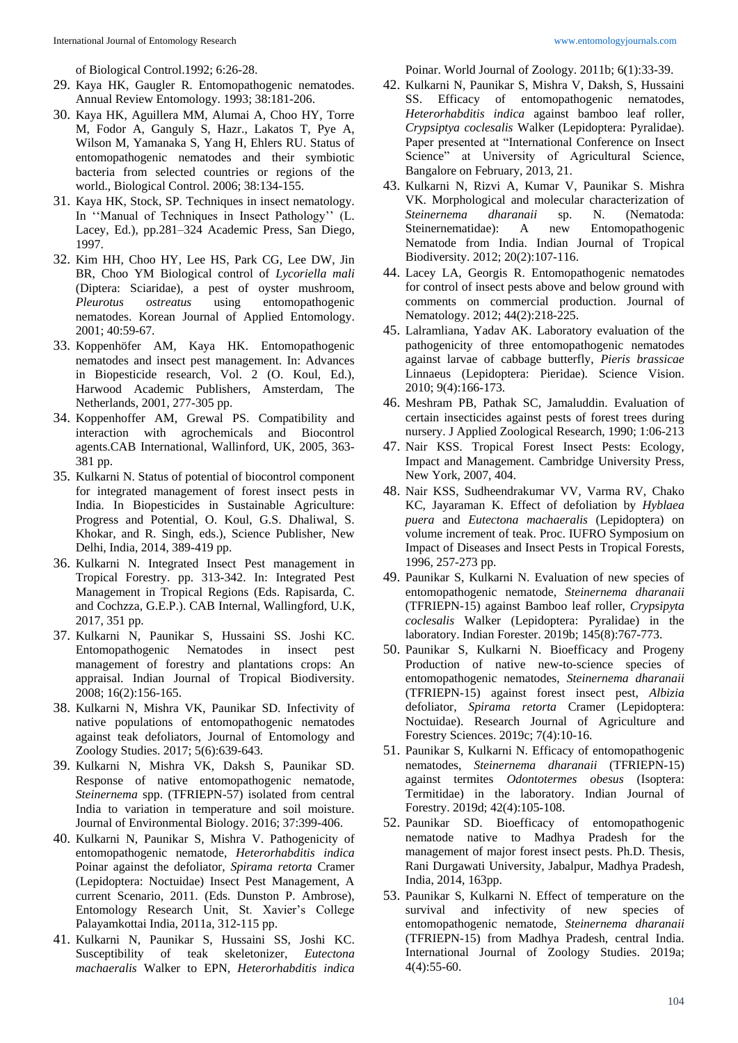of Biological Control.1992; 6:26-28.

29. Kaya HK, Gaugler R. Entomopathogenic nematodes. Annual Review Entomology. 1993; 38:181-206.
30. Kaya HK, Aguillera MM, Alumai A, Choo HY, Torre M, Fodor A, Ganguly S, Hazr., Lakatos T, Pye A, Wilson M, Yamanaka S, Yang H, Ehlers RU. Status of entomopathogenic nematodes and their symbiotic bacteria from selected countries or regions of the world., Biological Control. 2006; 38:134-155.
31. Kaya HK, Stock, SP. Techniques in insect nematology. In ''Manual of Techniques in Insect Pathology'' (L. Lacey, Ed.), pp.281–324 Academic Press, San Diego, 1997.
32. Kim HH, Choo HY, Lee HS, Park CG, Lee DW, Jin BR, Choo YM Biological control of *Lycoriella mali* (Diptera: Sciaridae), a pest of oyster mushroom, *Pleurotus ostreatus* using entomopathogenic nematodes. Korean Journal of Applied Entomology. 2001; 40:59-67.
33. Koppenhöfer AM, Kaya HK. Entomopathogenic nematodes and insect pest management. In: Advances in Biopesticide research, Vol. 2 (O. Koul, Ed.), Harwood Academic Publishers, Amsterdam, The Netherlands, 2001, 277-305 pp.
34. Koppenhoffer AM, Grewal PS. Compatibility and interaction with agrochemicals and Biocontrol agents.CAB International, Wallinford, UK, 2005, 363-381 pp.
35. Kulkarni N. Status of potential of biocontrol component for integrated management of forest insect pests in India. In Biopesticides in Sustainable Agriculture: Progress and Potential, O. Koul, G.S. Dhaliwal, S. Khokar, and R. Singh, eds.), Science Publisher, New Delhi, India, 2014, 389-419 pp.
36. Kulkarni N. Integrated Insect Pest management in Tropical Forestry. pp. 313-342. In: Integrated Pest Management in Tropical Regions (Eds. Rapisarda, C. and Cochzza, G.E.P.). CAB Internal, Wallingford, U.K, 2017, 351 pp.
37. Kulkarni N, Paunikar S, Hussaini SS. Joshi KC. Entomopathogenic Nematodes in insect pest management of forestry and plantations crops: An appraisal. Indian Journal of Tropical Biodiversity. 2008; 16(2):156-165.
38. Kulkarni N, Mishra VK, Paunikar SD. Infectivity of native populations of entomopathogenic nematodes against teak defoliators, Journal of Entomology and Zoology Studies. 2017; 5(6):639-643.
39. Kulkarni N, Mishra VK, Daksh S, Paunikar SD. Response of native entomopathogenic nematode, *Steinernema* spp. (TFRIEPN-57) isolated from central India to variation in temperature and soil moisture. Journal of Environmental Biology. 2016; 37:399-406.
40. Kulkarni N, Paunikar S, Mishra V. Pathogenicity of entomopathogenic nematode, *Heterorhabditis indica* Poinar against the defoliator, *Spirama retorta* Cramer (Lepidoptera: Noctuidae) Insect Pest Management, A current Scenario, 2011. (Eds. Dunston P. Ambrose), Entomology Research Unit, St. Xavier's College Palayamkottai India, 2011a, 312-115 pp.
41. Kulkarni N, Paunikar S, Hussaini SS, Joshi KC. Susceptibility of teak skeletonizer, *Eutectona machaeralis* Walker to EPN, *Heterorhabditis indica* Poinar. World Journal of Zoology. 2011b; 6(1):33-39.
42. Kulkarni N, Paunikar S, Mishra V, Daksh, S, Hussaini SS. Efficacy of entomopathogenic nematodes, *Heterorhabditis indica* against bamboo leaf roller, *Crypsiptya coclesalis* Walker (Lepidoptera: Pyralidae). Paper presented at "International Conference on Insect Science" at University of Agricultural Science, Bangalore on February, 2013, 21.
43. Kulkarni N, Rizvi A, Kumar V, Paunikar S. Mishra VK. Morphological and molecular characterization of *Steinernema dharanaii* sp. N. (Nematoda: Steinernematidae): A new Entomopathogenic Nematode from India. Indian Journal of Tropical Biodiversity. 2012; 20(2):107-116.
44. Lacey LA, Georgis R. Entomopathogenic nematodes for control of insect pests above and below ground with comments on commercial production. Journal of Nematology. 2012; 44(2):218-225.
45. Lalramliana, Yadav AK. Laboratory evaluation of the pathogenicity of three entomopathogenic nematodes against larvae of cabbage butterfly, *Pieris brassicae* Linnaeus (Lepidoptera: Pieridae). Science Vision. 2010; 9(4):166-173.
46. Meshram PB, Pathak SC, Jamaluddin. Evaluation of certain insecticides against pests of forest trees during nursery. J Applied Zoological Research, 1990; 1:06-213
47. Nair KSS. Tropical Forest Insect Pests: Ecology, Impact and Management. Cambridge University Press, New York, 2007, 404.
48. Nair KSS, Sudheendrakumar VV, Varma RV, Chako KC, Jayaraman K. Effect of defoliation by *Hyblaea puera* and *Eutectona machaeralis* (Lepidoptera) on volume increment of teak. Proc. IUFRO Symposium on Impact of Diseases and Insect Pests in Tropical Forests, 1996, 257-273 pp.
49. Paunikar S, Kulkarni N. Evaluation of new species of entomopathogenic nematode, *Steinernema dharanaii* (TFRIEPN-15) against Bamboo leaf roller, *Crypsipyta coclesalis* Walker (Lepidoptera: Pyralidae) in the laboratory. Indian Forester. 2019b; 145(8):767-773.
50. Paunikar S, Kulkarni N. Bioefficacy and Progeny Production of native new-to-science species of entomopathogenic nematodes, *Steinernema dharanaii* (TFRIEPN-15) against forest insect pest, *Albizia* defoliator, *Spirama retorta* Cramer (Lepidoptera: Noctuidae). Research Journal of Agriculture and Forestry Sciences. 2019c; 7(4):10-16.
51. Paunikar S, Kulkarni N. Efficacy of entomopathogenic nematodes, *Steinernema dharanaii* (TFRIEPN-15) against termites *Odontotermes obesus* (Isoptera: Termitidae) in the laboratory. Indian Journal of Forestry. 2019d; 42(4):105-108.
52. Paunikar SD. Bioefficacy of entomopathogenic nematode native to Madhya Pradesh for the management of major forest insect pests. Ph.D. Thesis, Rani Durgawati University, Jabalpur, Madhya Pradesh, India, 2014, 163pp.
53. Paunikar S, Kulkarni N. Effect of temperature on the survival and infectivity of new species of entomopathogenic nematode, *Steinernema dharanaii* (TFRIEPN-15) from Madhya Pradesh, central India. International Journal of Zoology Studies. 2019a; 4(4):55-60.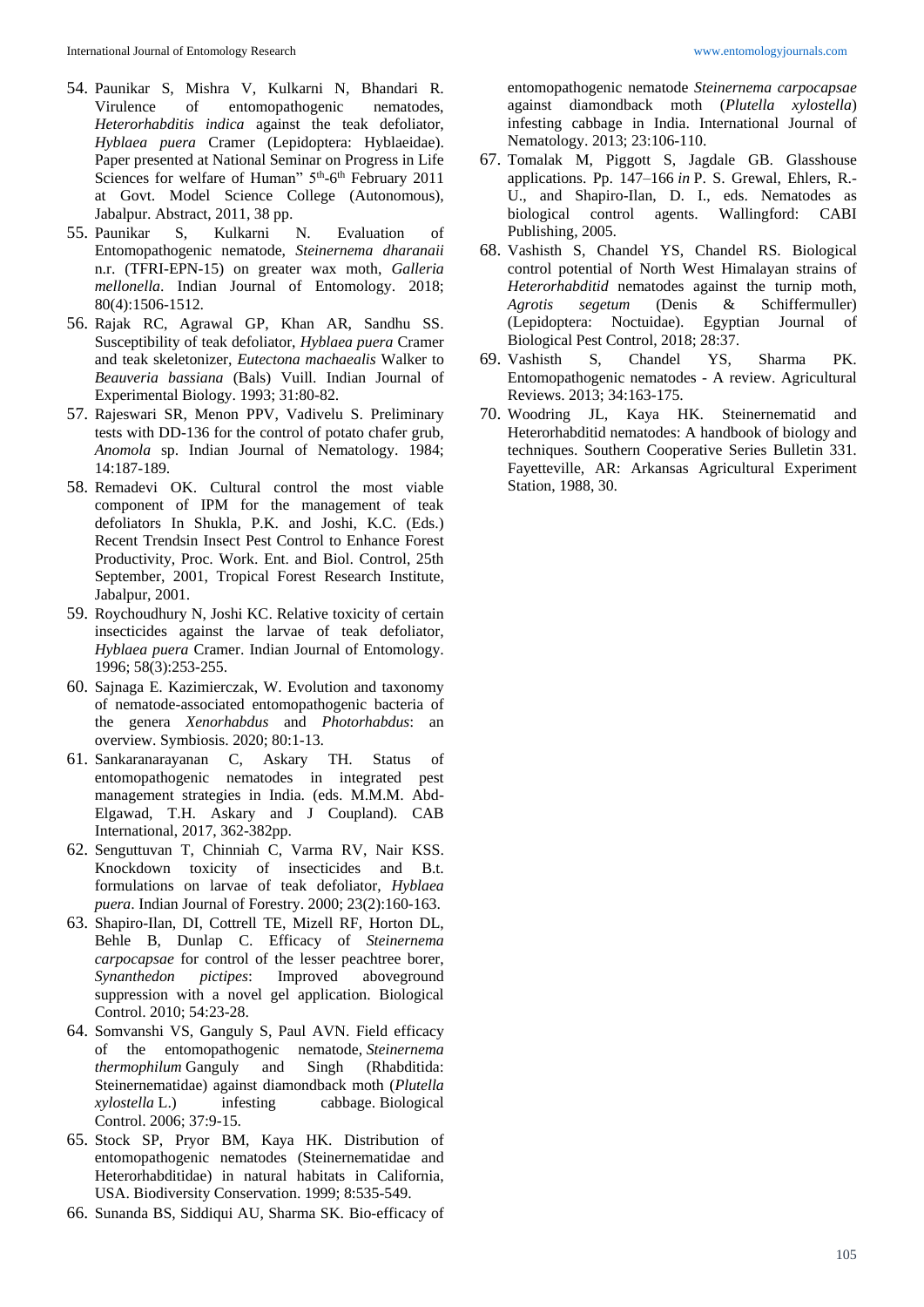54. Paunikar S, Mishra V, Kulkarni N, Bhandari R. Virulence of entomopathogenic nematodes, *Heterorhabditis indica* against the teak defoliator, *Hyblaea puera* Cramer (Lepidoptera: Hyblaeidae). Paper presented at National Seminar on Progress in Life Sciences for welfare of Human" 5th-6th February 2011 at Govt. Model Science College (Autonomous), Jabalpur. Abstract, 2011, 38 pp.
55. Paunikar S, Kulkarni N. Evaluation of Entomopathogenic nematode, *Steinernema dharanaii* n.r. (TFRI-EPN-15) on greater wax moth, *Galleria mellonella*. Indian Journal of Entomology. 2018; 80(4):1506-1512.
56. Rajak RC, Agrawal GP, Khan AR, Sandhu SS. Susceptibility of teak defoliator, *Hyblaea puera* Cramer and teak skeletonizer, *Eutectona machaealis* Walker to *Beauveria bassiana* (Bals) Vuill. Indian Journal of Experimental Biology. 1993; 31:80-82.
57. Rajeswari SR, Menon PPV, Vadivelu S. Preliminary tests with DD-136 for the control of potato chafer grub, *Anomola* sp. Indian Journal of Nematology. 1984; 14:187-189.
58. Remadevi OK. Cultural control the most viable component of IPM for the management of teak defoliators In Shukla, P.K. and Joshi, K.C. (Eds.) Recent Trendsin Insect Pest Control to Enhance Forest Productivity, Proc. Work. Ent. and Biol. Control, 25th September, 2001, Tropical Forest Research Institute, Jabalpur, 2001.
59. Roychoudhury N, Joshi KC. Relative toxicity of certain insecticides against the larvae of teak defoliator, *Hyblaea puera* Cramer. Indian Journal of Entomology. 1996; 58(3):253-255.
60. Sajnaga E. Kazimierczak, W. Evolution and taxonomy of nematode-associated entomopathogenic bacteria of the genera *Xenorhabdus* and *Photorhabdus*: an overview. Symbiosis. 2020; 80:1-13.
61. Sankaranarayanan C, Askary TH. Status of entomopathogenic nematodes in integrated pest management strategies in India. (eds. M.M.M. Abd-Elgawad, T.H. Askary and J Coupland). CAB International, 2017, 362-382pp.
62. Senguttuvan T, Chinniah C, Varma RV, Nair KSS. Knockdown toxicity of insecticides and B.t. formulations on larvae of teak defoliator, *Hyblaea puera*. Indian Journal of Forestry. 2000; 23(2):160-163.
63. Shapiro-Ilan, DI, Cottrell TE, Mizell RF, Horton DL, Behle B, Dunlap C. Efficacy of *Steinernema carpocapsae* for control of the lesser peachtree borer, *Synanthedon pictipes*: Improved aboveground suppression with a novel gel application. Biological Control. 2010; 54:23-28.
64. Somvanshi VS, Ganguly S, Paul AVN. Field efficacy of the entomopathogenic nematode, *Steinernema thermophilum* Ganguly and Singh (Rhabditida: Steinernematidae) against diamondback moth (*Plutella xylostella* L.) infesting cabbage. Biological Control. 2006; 37:9-15.
65. Stock SP, Pryor BM, Kaya HK. Distribution of entomopathogenic nematodes (Steinernematidae and Heterorhabditidae) in natural habitats in California, USA. Biodiversity Conservation. 1999; 8:535-549.
66. Sunanda BS, Siddiqui AU, Sharma SK. Bio-efficacy of entomopathogenic nematode *Steinernema carpocapsae* against diamondback moth (*Plutella xylostella*) infesting cabbage in India. International Journal of Nematology. 2013; 23:106-110.
67. Tomalak M, Piggott S, Jagdale GB. Glasshouse applications. Pp. 147–166 *in* P. S. Grewal, Ehlers, R.-U., and Shapiro-Ilan, D. I., eds. Nematodes as biological control agents. Wallingford: CABI Publishing, 2005.
68. Vashisth S, Chandel YS, Chandel RS. Biological control potential of North West Himalayan strains of *Heterorhabditid* nematodes against the turnip moth, *Agrotis segetum* (Denis & Schiffermuller) (Lepidoptera: Noctuidae). Egyptian Journal of Biological Pest Control, 2018; 28:37.
69. Vashisth S, Chandel YS, Sharma PK. Entomopathogenic nematodes - A review. Agricultural Reviews. 2013; 34:163-175.
70. Woodring JL, Kaya HK. Steinernematid and Heterorhabditid nematodes: A handbook of biology and techniques. Southern Cooperative Series Bulletin 331. Fayetteville, AR: Arkansas Agricultural Experiment Station, 1988, 30.